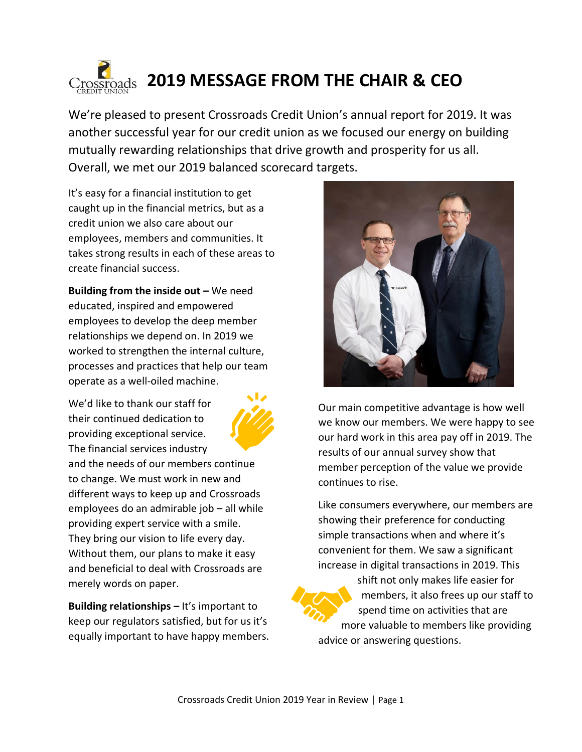# 2019 MESSAGE FROM THE CHAIR & CEO

We're pleased to present Crossroads Credit Union's annual report for 2019. It was another successful year for our credit union as we focused our energy on building mutually rewarding relationships that drive growth and prosperity for us all. Overall, we met our 2019 balanced scorecard targets.

It's easy for a financial institution to get caught up in the financial metrics, but as a credit union we also care about our employees, members and communities. It takes strong results in each of these areas to create financial success.

**Building from the inside out –** We need educated, inspired and empowered employees to develop the deep member relationships we depend on. In 2019 we worked to strengthen the internal culture, processes and practices that help our team operate as a well-oiled machine.

We'd like to thank our staff for their continued dedication to providing exceptional service. The financial services industry and the needs of our members continue to change. We must work in new and different ways to keep up and Crossroads employees do an admirable job – all while providing expert service with a smile. They bring our vision to life every day. Without them, our plans to make it easy and beneficial to deal with Crossroads are merely words on paper.

**Building relationships –** It's important to keep our regulators satisfied, but for us it's equally important to have happy members.

Our main competitive advantage is how well we know our members. We were happy to see our hard work in this area pay off in 2019. The results of our annual survey show that member perception of the value we provide continues to rise.

Like consumers everywhere, our members are showing their preference for conducting simple transactions when and where it's convenient for them. We saw a significant increase in digital transactions in 2019. This shift not only makes life easier for members, it also frees up our staff to spend time on activities that are more valuable to members like providing advice or answering questions.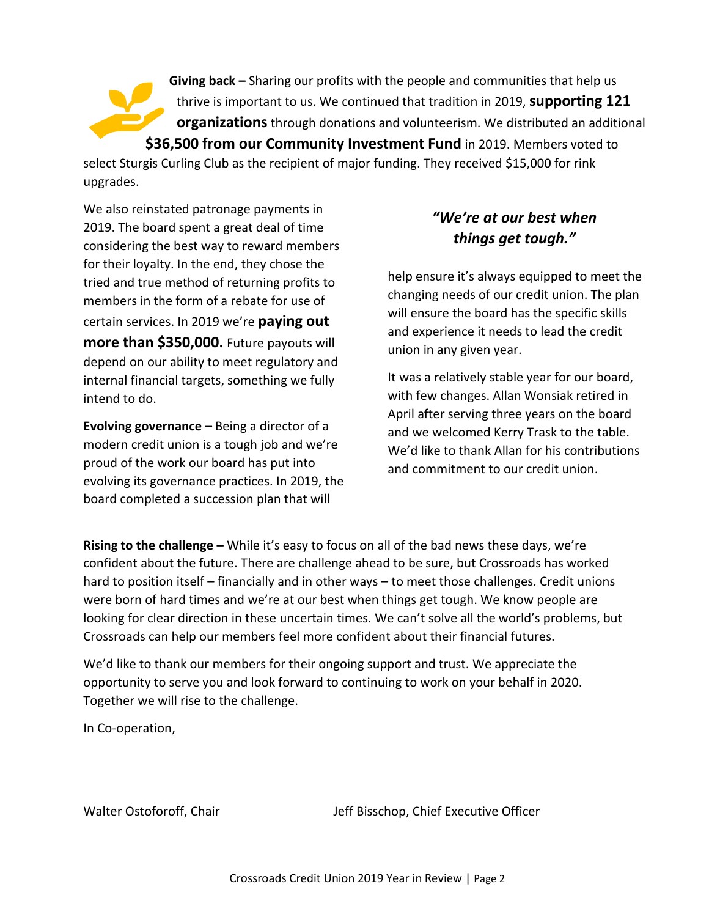**Giving back –** Sharing our profits with the people and communities that help us thrive is important to us. We continued that tradition in 2019, **supporting 121 organizations** through donations and volunteerism. We distributed an additional **$36,500 from our Community Investment Fund** in 2019. Members voted to select Sturgis Curling Club as the recipient of major funding. They received $15,000 for rink upgrades.

We also reinstated patronage payments in 2019. The board spent a great deal of time considering the best way to reward members for their loyalty. In the end, they chose the tried and true method of returning profits to members in the form of a rebate for use of certain services. In 2019 we're **paying out more than $350,000.** Future payouts will depend on our ability to meet regulatory and internal financial targets, something we fully intend to do.

**Evolving governance –** Being a director of a modern credit union is a tough job and we're proud of the work our board has put into evolving its governance practices. In 2019, the board completed a succession plan that will help ensure it's always equipped to meet the changing needs of our credit union. The plan will ensure the board has the specific skills and experience it needs to lead the credit union in any given year.

***"We're at our best when things get tough."***

It was a relatively stable year for our board, with few changes. Allan Wonsiak retired in April after serving three years on the board and we welcomed Kerry Trask to the table. We'd like to thank Allan for his contributions and commitment to our credit union.

**Rising to the challenge –** While it's easy to focus on all of the bad news these days, we're confident about the future. There are challenge ahead to be sure, but Crossroads has worked hard to position itself – financially and in other ways – to meet those challenges. Credit unions were born of hard times and we're at our best when things get tough. We know people are looking for clear direction in these uncertain times. We can't solve all the world's problems, but Crossroads can help our members feel more confident about their financial futures.

We'd like to thank our members for their ongoing support and trust. We appreciate the opportunity to serve you and look forward to continuing to work on your behalf in 2020. Together we will rise to the challenge.

In Co-operation,

Walter Ostoforoff, Chair

Jeff Bisschop, Chief Executive Officer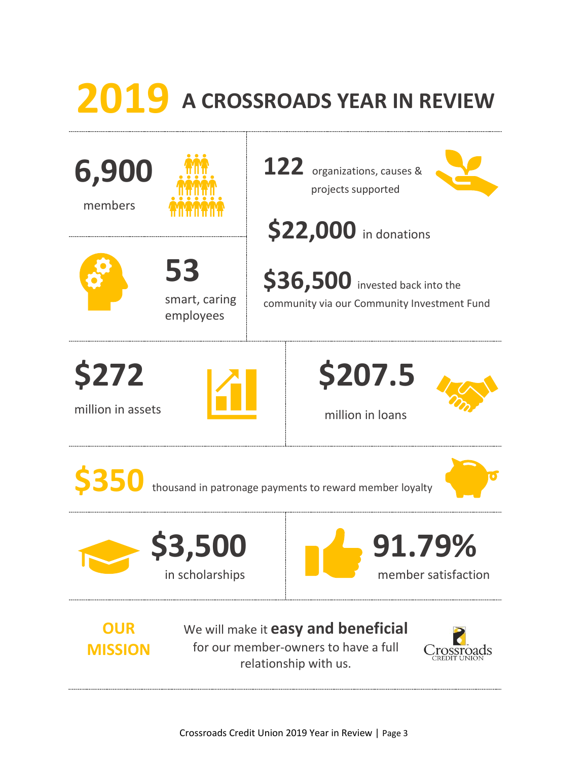# 2019 A CROSSROADS YEAR IN REVIEW

**6,900**

members

**122** organizations, causes & projects supported

**$22,000** in donations

**53**

smart, caring employees

**$36,500** invested back into the community via our Community Investment Fund

**$272**

million in assets

**$207.5**

million in loans

**$350** thousand in patronage payments to reward member loyalty

**$3,500**

in scholarships

**91.79%**

member satisfaction

**OUR MISSION**

We will make it **easy and beneficial** for our member-owners to have a full relationship with us.

Crossroads CREDIT UNION